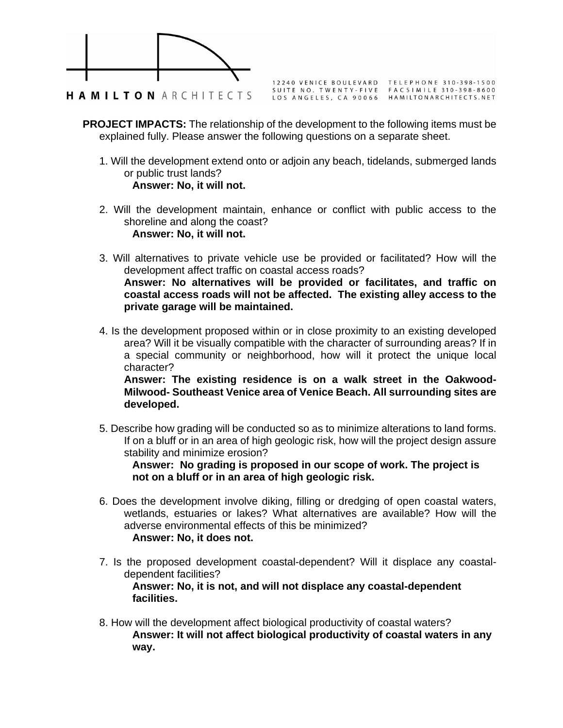HAMILTON ARCHITECTS

12240 VENICE BOULEVARD
SUITE NO. TWENTY-FIVE
LOS ANGELES, CA 90066

TELEPHONE 310-398-1500
FACSIMILE 310-398-8600
HAMILTONARCHITECTS.NET

**PROJECT IMPACTS:** The relationship of the development to the following items must be explained fully. Please answer the following questions on a separate sheet.

1. Will the development extend onto or adjoin any beach, tidelands, submerged lands or public trust lands?
   **Answer: No, it will not.**

2. Will the development maintain, enhance or conflict with public access to the shoreline and along the coast?
   **Answer: No, it will not.**

3. Will alternatives to private vehicle use be provided or facilitated? How will the development affect traffic on coastal access roads?
   **Answer: No alternatives will be provided or facilitates, and traffic on coastal access roads will not be affected. The existing alley access to the private garage will be maintained.**

4. Is the development proposed within or in close proximity to an existing developed area? Will it be visually compatible with the character of surrounding areas? If in a special community or neighborhood, how will it protect the unique local character?
   **Answer: The existing residence is on a walk street in the Oakwood-Milwood- Southeast Venice area of Venice Beach. All surrounding sites are developed.**

5. Describe how grading will be conducted so as to minimize alterations to land forms. If on a bluff or in an area of high geologic risk, how will the project design assure stability and minimize erosion?
   **Answer: No grading is proposed in our scope of work. The project is not on a bluff or in an area of high geologic risk.**

6. Does the development involve diking, filling or dredging of open coastal waters, wetlands, estuaries or lakes? What alternatives are available? How will the adverse environmental effects of this be minimized?
   **Answer: No, it does not.**

7. Is the proposed development coastal-dependent? Will it displace any coastal-dependent facilities?
   **Answer: No, it is not, and will not displace any coastal-dependent facilities.**

8. How will the development affect biological productivity of coastal waters?
   **Answer: It will not affect biological productivity of coastal waters in any way.**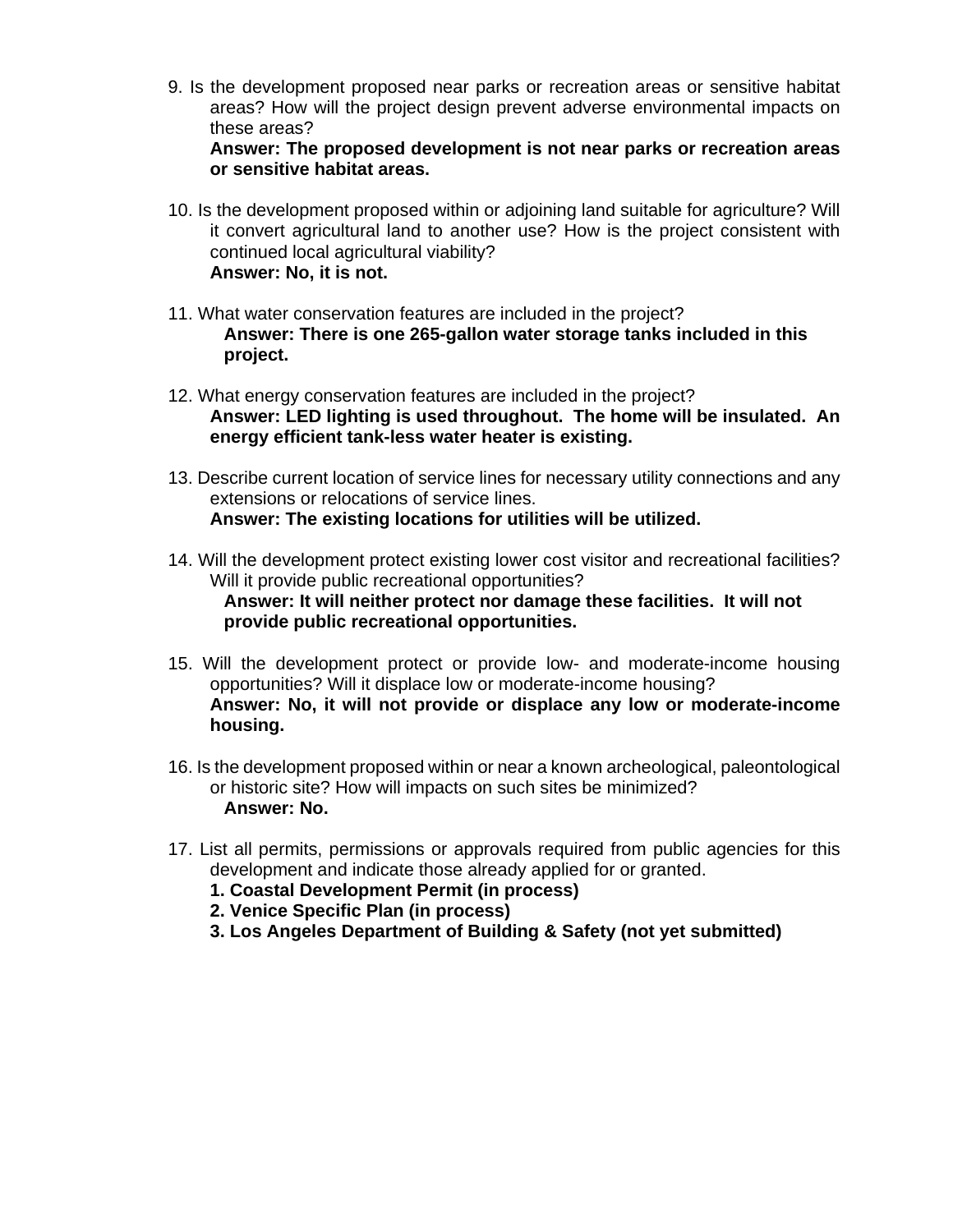9. Is the development proposed near parks or recreation areas or sensitive habitat areas? How will the project design prevent adverse environmental impacts on these areas?
   **Answer: The proposed development is not near parks or recreation areas or sensitive habitat areas.**

10. Is the development proposed within or adjoining land suitable for agriculture? Will it convert agricultural land to another use? How is the project consistent with continued local agricultural viability?
    **Answer: No, it is not.**

11. What water conservation features are included in the project?
    **Answer: There is one 265-gallon water storage tanks included in this project.**

12. What energy conservation features are included in the project?
    **Answer: LED lighting is used throughout. The home will be insulated. An energy efficient tank-less water heater is existing.**

13. Describe current location of service lines for necessary utility connections and any extensions or relocations of service lines.
    **Answer: The existing locations for utilities will be utilized.**

14. Will the development protect existing lower cost visitor and recreational facilities? Will it provide public recreational opportunities?
    **Answer: It will neither protect nor damage these facilities. It will not provide public recreational opportunities.**

15. Will the development protect or provide low- and moderate-income housing opportunities? Will it displace low or moderate-income housing?
    **Answer: No, it will not provide or displace any low or moderate-income housing.**

16. Is the development proposed within or near a known archeological, paleontological or historic site? How will impacts on such sites be minimized?
    **Answer: No.**

17. List all permits, permissions or approvals required from public agencies for this development and indicate those already applied for or granted.
    **1. Coastal Development Permit (in process)**
    **2. Venice Specific Plan (in process)**
    **3. Los Angeles Department of Building & Safety (not yet submitted)**